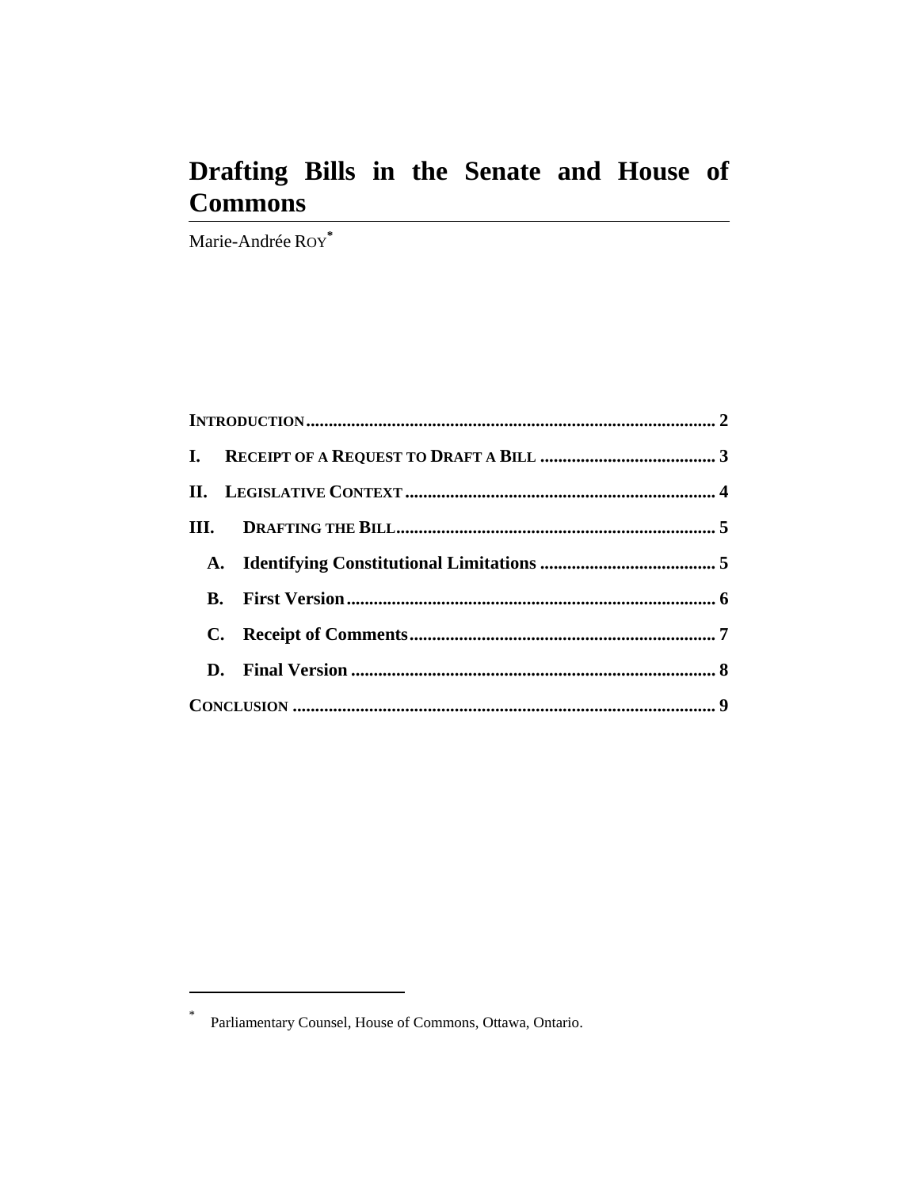# Drafting Bills in the Senate and House of Commons

Marie-Andrée ROY*

INTRODUCTION .......................................................................................... 2

I. RECEIPT OF A REQUEST TO DRAFT A BILL ....................................... 3

II. LEGISLATIVE CONTEXT ..................................................................... 4

III. DRAFTING THE BILL....................................................................... 5

A. Identifying Constitutional Limitations ....................................... 5

B. First Version................................................................................. 6

C. Receipt of Comments................................................................... 7

D. Final Version ................................................................................. 8

CONCLUSION ............................................................................................. 9

---

* Parliamentary Counsel, House of Commons, Ottawa, Ontario.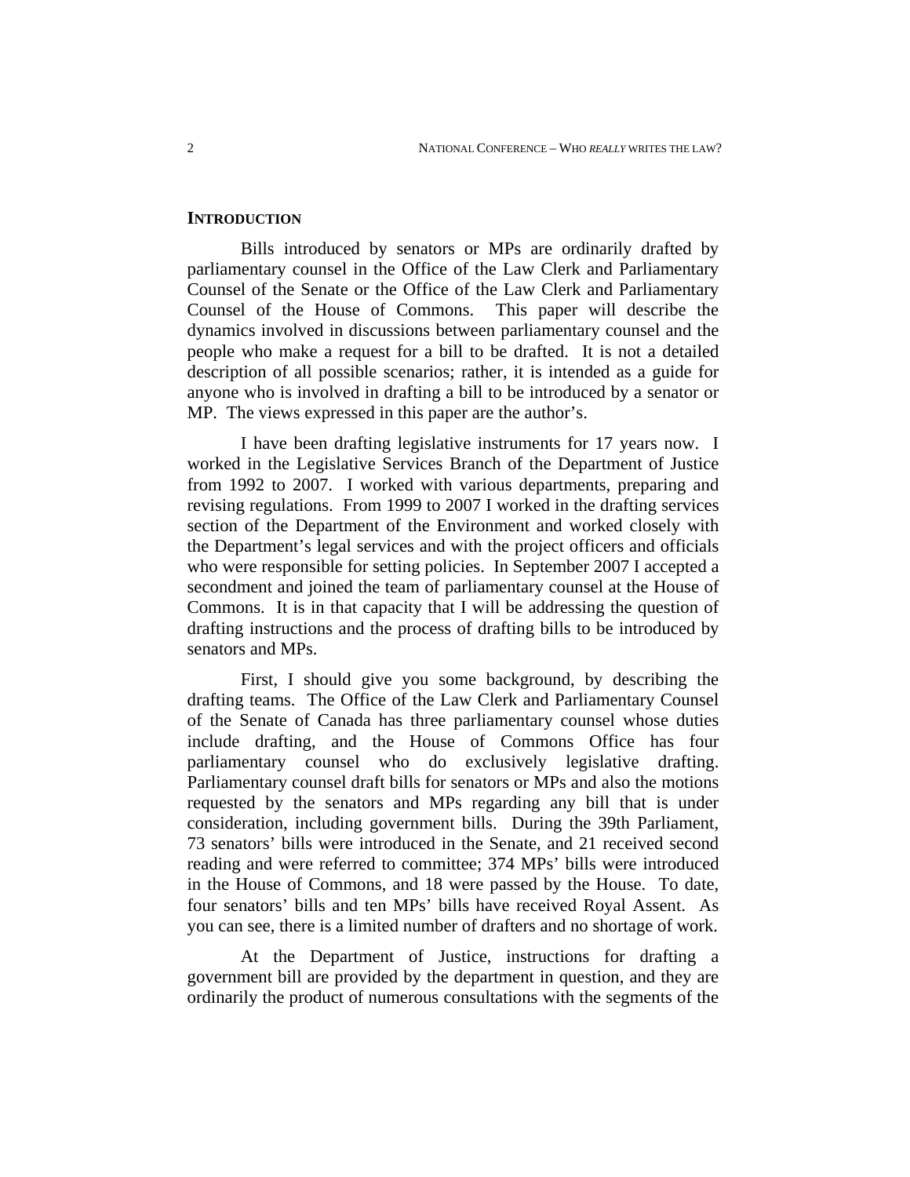## INTRODUCTION

Bills introduced by senators or MPs are ordinarily drafted by parliamentary counsel in the Office of the Law Clerk and Parliamentary Counsel of the Senate or the Office of the Law Clerk and Parliamentary Counsel of the House of Commons. This paper will describe the dynamics involved in discussions between parliamentary counsel and the people who make a request for a bill to be drafted. It is not a detailed description of all possible scenarios; rather, it is intended as a guide for anyone who is involved in drafting a bill to be introduced by a senator or MP. The views expressed in this paper are the author's.

I have been drafting legislative instruments for 17 years now. I worked in the Legislative Services Branch of the Department of Justice from 1992 to 2007. I worked with various departments, preparing and revising regulations. From 1999 to 2007 I worked in the drafting services section of the Department of the Environment and worked closely with the Department's legal services and with the project officers and officials who were responsible for setting policies. In September 2007 I accepted a secondment and joined the team of parliamentary counsel at the House of Commons. It is in that capacity that I will be addressing the question of drafting instructions and the process of drafting bills to be introduced by senators and MPs.

First, I should give you some background, by describing the drafting teams. The Office of the Law Clerk and Parliamentary Counsel of the Senate of Canada has three parliamentary counsel whose duties include drafting, and the House of Commons Office has four parliamentary counsel who do exclusively legislative drafting. Parliamentary counsel draft bills for senators or MPs and also the motions requested by the senators and MPs regarding any bill that is under consideration, including government bills. During the 39th Parliament, 73 senators' bills were introduced in the Senate, and 21 received second reading and were referred to committee; 374 MPs' bills were introduced in the House of Commons, and 18 were passed by the House. To date, four senators' bills and ten MPs' bills have received Royal Assent. As you can see, there is a limited number of drafters and no shortage of work.

At the Department of Justice, instructions for drafting a government bill are provided by the department in question, and they are ordinarily the product of numerous consultations with the segments of the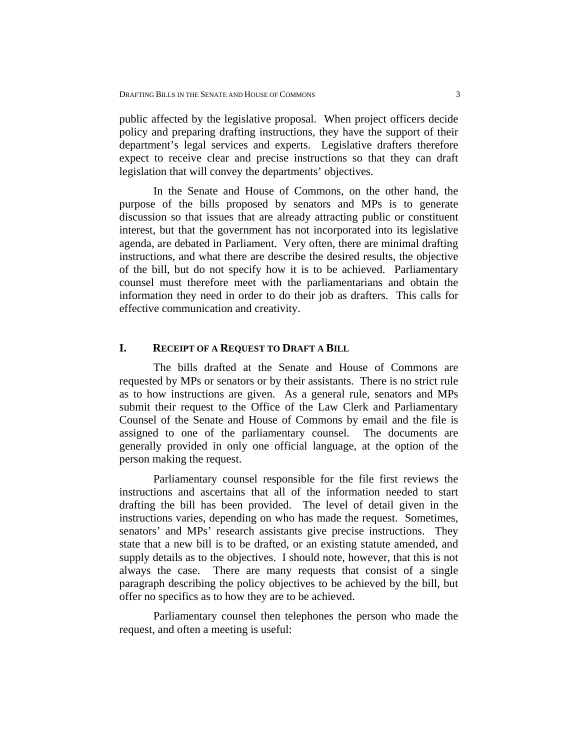public affected by the legislative proposal. When project officers decide policy and preparing drafting instructions, they have the support of their department's legal services and experts. Legislative drafters therefore expect to receive clear and precise instructions so that they can draft legislation that will convey the departments' objectives.

In the Senate and House of Commons, on the other hand, the purpose of the bills proposed by senators and MPs is to generate discussion so that issues that are already attracting public or constituent interest, but that the government has not incorporated into its legislative agenda, are debated in Parliament. Very often, there are minimal drafting instructions, and what there are describe the desired results, the objective of the bill, but do not specify how it is to be achieved. Parliamentary counsel must therefore meet with the parliamentarians and obtain the information they need in order to do their job as drafters. This calls for effective communication and creativity.

## I. RECEIPT OF A REQUEST TO DRAFT A BILL

The bills drafted at the Senate and House of Commons are requested by MPs or senators or by their assistants. There is no strict rule as to how instructions are given. As a general rule, senators and MPs submit their request to the Office of the Law Clerk and Parliamentary Counsel of the Senate and House of Commons by email and the file is assigned to one of the parliamentary counsel. The documents are generally provided in only one official language, at the option of the person making the request.

Parliamentary counsel responsible for the file first reviews the instructions and ascertains that all of the information needed to start drafting the bill has been provided. The level of detail given in the instructions varies, depending on who has made the request. Sometimes, senators' and MPs' research assistants give precise instructions. They state that a new bill is to be drafted, or an existing statute amended, and supply details as to the objectives. I should note, however, that this is not always the case. There are many requests that consist of a single paragraph describing the policy objectives to be achieved by the bill, but offer no specifics as to how they are to be achieved.

Parliamentary counsel then telephones the person who made the request, and often a meeting is useful: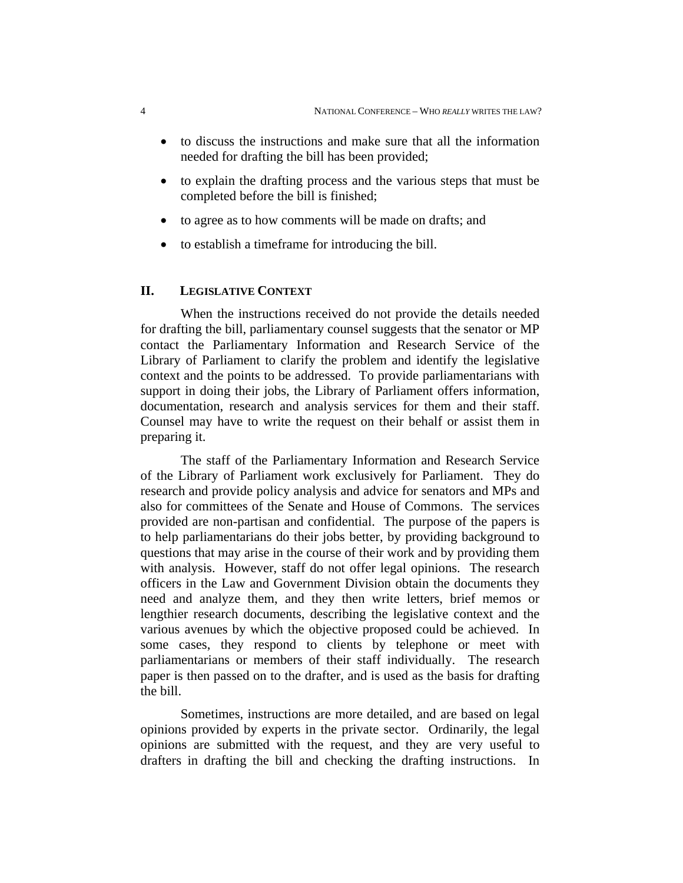- to discuss the instructions and make sure that all the information needed for drafting the bill has been provided;
- to explain the drafting process and the various steps that must be completed before the bill is finished;
- to agree as to how comments will be made on drafts; and
- to establish a timeframe for introducing the bill.

## II. Legislative Context

When the instructions received do not provide the details needed for drafting the bill, parliamentary counsel suggests that the senator or MP contact the Parliamentary Information and Research Service of the Library of Parliament to clarify the problem and identify the legislative context and the points to be addressed. To provide parliamentarians with support in doing their jobs, the Library of Parliament offers information, documentation, research and analysis services for them and their staff. Counsel may have to write the request on their behalf or assist them in preparing it.

The staff of the Parliamentary Information and Research Service of the Library of Parliament work exclusively for Parliament. They do research and provide policy analysis and advice for senators and MPs and also for committees of the Senate and House of Commons. The services provided are non-partisan and confidential. The purpose of the papers is to help parliamentarians do their jobs better, by providing background to questions that may arise in the course of their work and by providing them with analysis. However, staff do not offer legal opinions. The research officers in the Law and Government Division obtain the documents they need and analyze them, and they then write letters, brief memos or lengthier research documents, describing the legislative context and the various avenues by which the objective proposed could be achieved. In some cases, they respond to clients by telephone or meet with parliamentarians or members of their staff individually. The research paper is then passed on to the drafter, and is used as the basis for drafting the bill.

Sometimes, instructions are more detailed, and are based on legal opinions provided by experts in the private sector. Ordinarily, the legal opinions are submitted with the request, and they are very useful to drafters in drafting the bill and checking the drafting instructions. In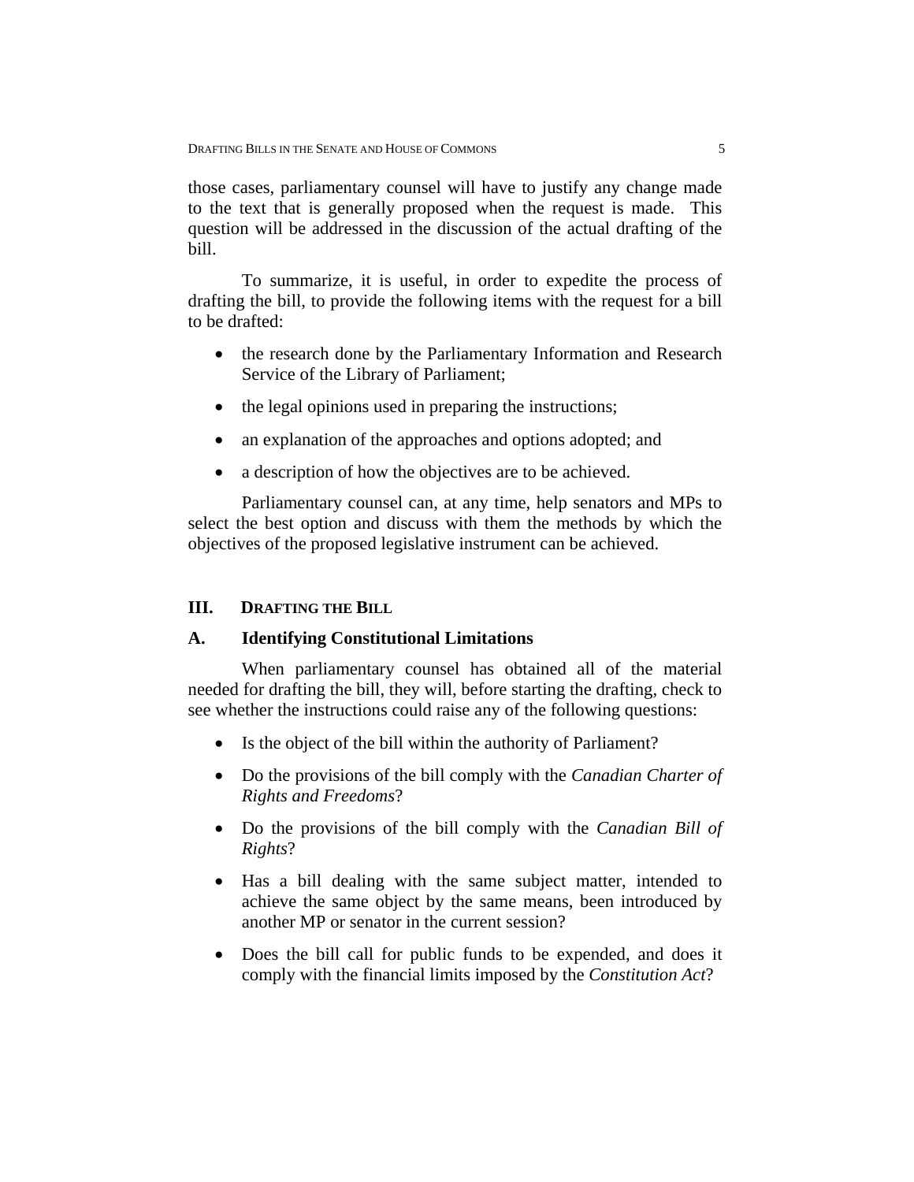those cases, parliamentary counsel will have to justify any change made to the text that is generally proposed when the request is made. This question will be addressed in the discussion of the actual drafting of the bill.

To summarize, it is useful, in order to expedite the process of drafting the bill, to provide the following items with the request for a bill to be drafted:

- the research done by the Parliamentary Information and Research Service of the Library of Parliament;
- the legal opinions used in preparing the instructions;
- an explanation of the approaches and options adopted; and
- a description of how the objectives are to be achieved.

Parliamentary counsel can, at any time, help senators and MPs to select the best option and discuss with them the methods by which the objectives of the proposed legislative instrument can be achieved.

## III. Drafting the Bill

### A. Identifying Constitutional Limitations

When parliamentary counsel has obtained all of the material needed for drafting the bill, they will, before starting the drafting, check to see whether the instructions could raise any of the following questions:

- Is the object of the bill within the authority of Parliament?
- Do the provisions of the bill comply with the *Canadian Charter of Rights and Freedoms*?
- Do the provisions of the bill comply with the *Canadian Bill of Rights*?
- Has a bill dealing with the same subject matter, intended to achieve the same object by the same means, been introduced by another MP or senator in the current session?
- Does the bill call for public funds to be expended, and does it comply with the financial limits imposed by the *Constitution Act*?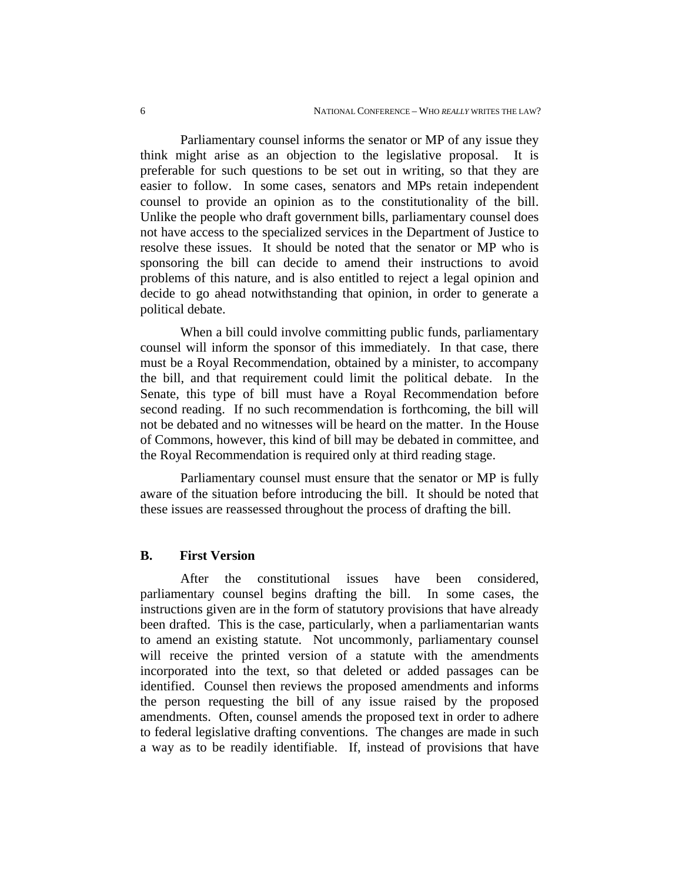Parliamentary counsel informs the senator or MP of any issue they think might arise as an objection to the legislative proposal. It is preferable for such questions to be set out in writing, so that they are easier to follow. In some cases, senators and MPs retain independent counsel to provide an opinion as to the constitutionality of the bill. Unlike the people who draft government bills, parliamentary counsel does not have access to the specialized services in the Department of Justice to resolve these issues. It should be noted that the senator or MP who is sponsoring the bill can decide to amend their instructions to avoid problems of this nature, and is also entitled to reject a legal opinion and decide to go ahead notwithstanding that opinion, in order to generate a political debate.

When a bill could involve committing public funds, parliamentary counsel will inform the sponsor of this immediately. In that case, there must be a Royal Recommendation, obtained by a minister, to accompany the bill, and that requirement could limit the political debate. In the Senate, this type of bill must have a Royal Recommendation before second reading. If no such recommendation is forthcoming, the bill will not be debated and no witnesses will be heard on the matter. In the House of Commons, however, this kind of bill may be debated in committee, and the Royal Recommendation is required only at third reading stage.

Parliamentary counsel must ensure that the senator or MP is fully aware of the situation before introducing the bill. It should be noted that these issues are reassessed throughout the process of drafting the bill.

## B. First Version

After the constitutional issues have been considered, parliamentary counsel begins drafting the bill. In some cases, the instructions given are in the form of statutory provisions that have already been drafted. This is the case, particularly, when a parliamentarian wants to amend an existing statute. Not uncommonly, parliamentary counsel will receive the printed version of a statute with the amendments incorporated into the text, so that deleted or added passages can be identified. Counsel then reviews the proposed amendments and informs the person requesting the bill of any issue raised by the proposed amendments. Often, counsel amends the proposed text in order to adhere to federal legislative drafting conventions. The changes are made in such a way as to be readily identifiable. If, instead of provisions that have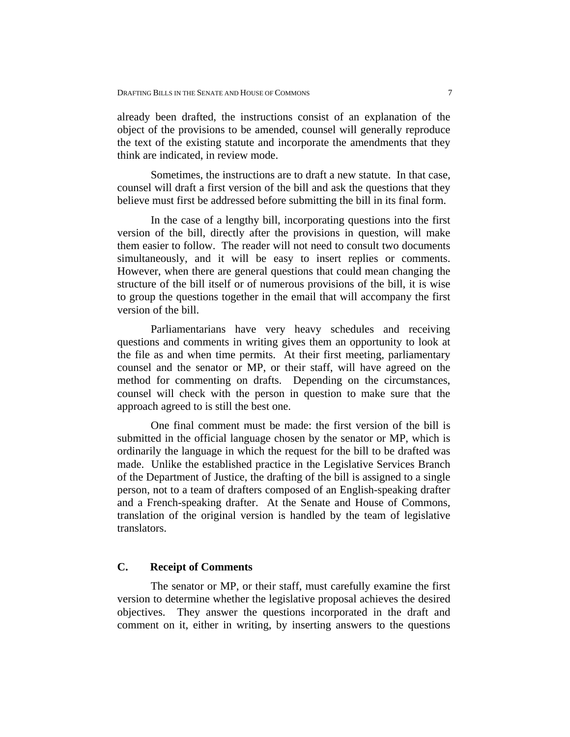already been drafted, the instructions consist of an explanation of the object of the provisions to be amended, counsel will generally reproduce the text of the existing statute and incorporate the amendments that they think are indicated, in review mode.

Sometimes, the instructions are to draft a new statute. In that case, counsel will draft a first version of the bill and ask the questions that they believe must first be addressed before submitting the bill in its final form.

In the case of a lengthy bill, incorporating questions into the first version of the bill, directly after the provisions in question, will make them easier to follow. The reader will not need to consult two documents simultaneously, and it will be easy to insert replies or comments. However, when there are general questions that could mean changing the structure of the bill itself or of numerous provisions of the bill, it is wise to group the questions together in the email that will accompany the first version of the bill.

Parliamentarians have very heavy schedules and receiving questions and comments in writing gives them an opportunity to look at the file as and when time permits. At their first meeting, parliamentary counsel and the senator or MP, or their staff, will have agreed on the method for commenting on drafts. Depending on the circumstances, counsel will check with the person in question to make sure that the approach agreed to is still the best one.

One final comment must be made: the first version of the bill is submitted in the official language chosen by the senator or MP, which is ordinarily the language in which the request for the bill to be drafted was made. Unlike the established practice in the Legislative Services Branch of the Department of Justice, the drafting of the bill is assigned to a single person, not to a team of drafters composed of an English-speaking drafter and a French-speaking drafter. At the Senate and House of Commons, translation of the original version is handled by the team of legislative translators.

### C. Receipt of Comments

The senator or MP, or their staff, must carefully examine the first version to determine whether the legislative proposal achieves the desired objectives. They answer the questions incorporated in the draft and comment on it, either in writing, by inserting answers to the questions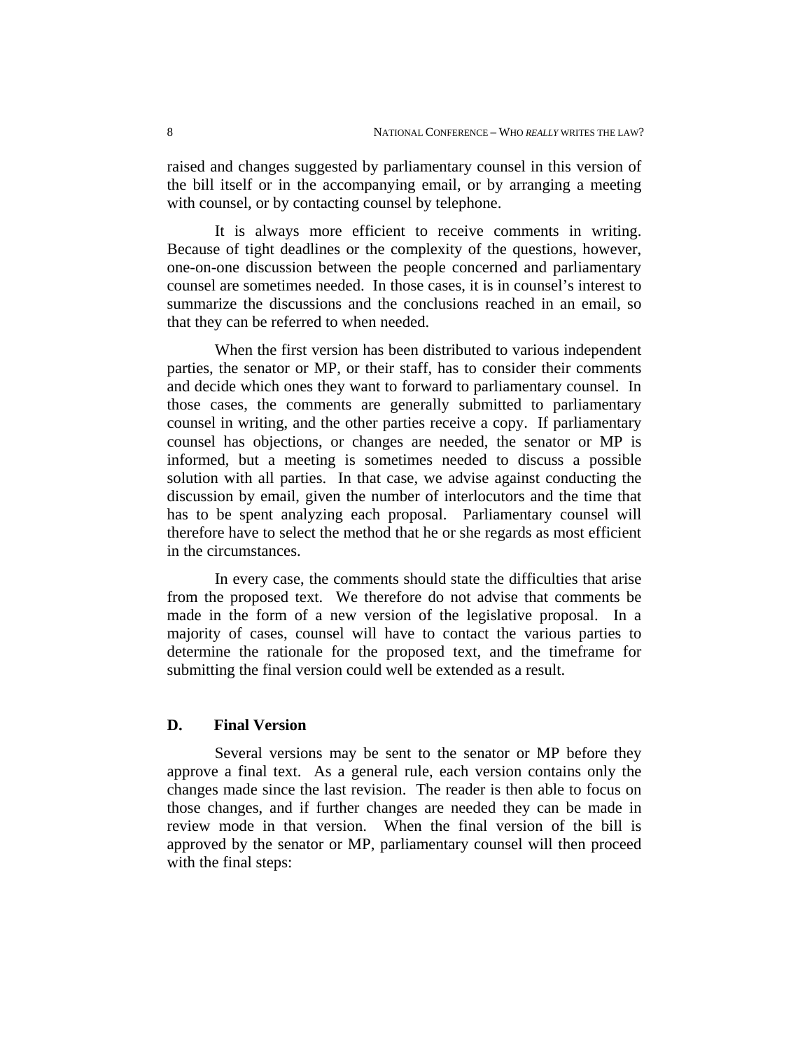raised and changes suggested by parliamentary counsel in this version of the bill itself or in the accompanying email, or by arranging a meeting with counsel, or by contacting counsel by telephone.

It is always more efficient to receive comments in writing. Because of tight deadlines or the complexity of the questions, however, one-on-one discussion between the people concerned and parliamentary counsel are sometimes needed. In those cases, it is in counsel's interest to summarize the discussions and the conclusions reached in an email, so that they can be referred to when needed.

When the first version has been distributed to various independent parties, the senator or MP, or their staff, has to consider their comments and decide which ones they want to forward to parliamentary counsel. In those cases, the comments are generally submitted to parliamentary counsel in writing, and the other parties receive a copy. If parliamentary counsel has objections, or changes are needed, the senator or MP is informed, but a meeting is sometimes needed to discuss a possible solution with all parties. In that case, we advise against conducting the discussion by email, given the number of interlocutors and the time that has to be spent analyzing each proposal. Parliamentary counsel will therefore have to select the method that he or she regards as most efficient in the circumstances.

In every case, the comments should state the difficulties that arise from the proposed text. We therefore do not advise that comments be made in the form of a new version of the legislative proposal. In a majority of cases, counsel will have to contact the various parties to determine the rationale for the proposed text, and the timeframe for submitting the final version could well be extended as a result.

### D. Final Version

Several versions may be sent to the senator or MP before they approve a final text. As a general rule, each version contains only the changes made since the last revision. The reader is then able to focus on those changes, and if further changes are needed they can be made in review mode in that version. When the final version of the bill is approved by the senator or MP, parliamentary counsel will then proceed with the final steps: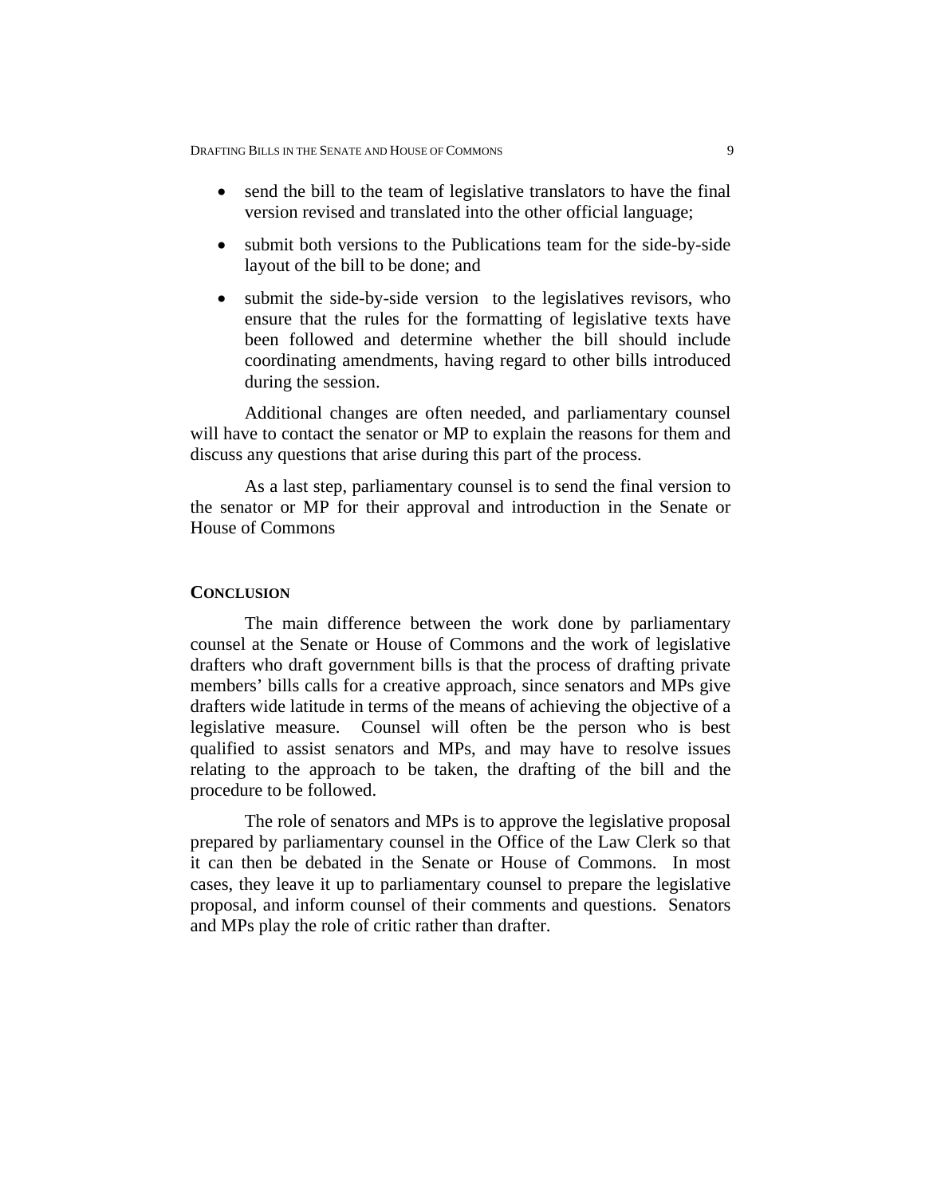- send the bill to the team of legislative translators to have the final version revised and translated into the other official language;
- submit both versions to the Publications team for the side-by-side layout of the bill to be done; and
- submit the side-by-side version to the legislatives revisors, who ensure that the rules for the formatting of legislative texts have been followed and determine whether the bill should include coordinating amendments, having regard to other bills introduced during the session.

Additional changes are often needed, and parliamentary counsel will have to contact the senator or MP to explain the reasons for them and discuss any questions that arise during this part of the process.

As a last step, parliamentary counsel is to send the final version to the senator or MP for their approval and introduction in the Senate or House of Commons

## CONCLUSION

The main difference between the work done by parliamentary counsel at the Senate or House of Commons and the work of legislative drafters who draft government bills is that the process of drafting private members' bills calls for a creative approach, since senators and MPs give drafters wide latitude in terms of the means of achieving the objective of a legislative measure. Counsel will often be the person who is best qualified to assist senators and MPs, and may have to resolve issues relating to the approach to be taken, the drafting of the bill and the procedure to be followed.

The role of senators and MPs is to approve the legislative proposal prepared by parliamentary counsel in the Office of the Law Clerk so that it can then be debated in the Senate or House of Commons. In most cases, they leave it up to parliamentary counsel to prepare the legislative proposal, and inform counsel of their comments and questions. Senators and MPs play the role of critic rather than drafter.